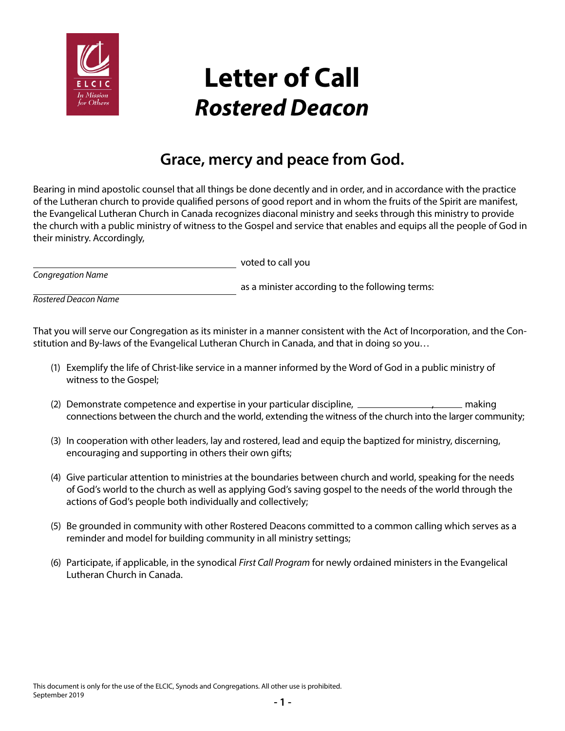# Letter of Call
## *Rostered Deacon*

## Grace, mercy and peace from God.

Bearing in mind apostolic counsel that all things be done decently and in order, and in accordance with the practice of the Lutheran church to provide qualified persons of good report and in whom the fruits of the Spirit are manifest, the Evangelical Lutheran Church in Canada recognizes diaconal ministry and seeks through this ministry to provide the church with a public ministry of witness to the Gospel and service that enables and equips all the people of God in their ministry. Accordingly,

______________________________ voted to call you
*Congregation Name*

______________________________ as a minister according to the following terms:
*Rostered Deacon Name*

That you will serve our Congregation as its minister in a manner consistent with the Act of Incorporation, and the Constitution and By-laws of the Evangelical Lutheran Church in Canada, and that in doing so you…

(1) Exemplify the life of Christ-like service in a manner informed by the Word of God in a public ministry of witness to the Gospel;

(2) Demonstrate competence and expertise in your particular discipline, ______________, ______ making connections between the church and the world, extending the witness of the church into the larger community;

(3) In cooperation with other leaders, lay and rostered, lead and equip the baptized for ministry, discerning, encouraging and supporting in others their own gifts;

(4) Give particular attention to ministries at the boundaries between church and world, speaking for the needs of God's world to the church as well as applying God's saving gospel to the needs of the world through the actions of God's people both individually and collectively;

(5) Be grounded in community with other Rostered Deacons committed to a common calling which serves as a reminder and model for building community in all ministry settings;

(6) Participate, if applicable, in the synodical *First Call Program* for newly ordained ministers in the Evangelical Lutheran Church in Canada.

This document is only for the use of the ELCIC, Synods and Congregations. All other use is prohibited.
September 2019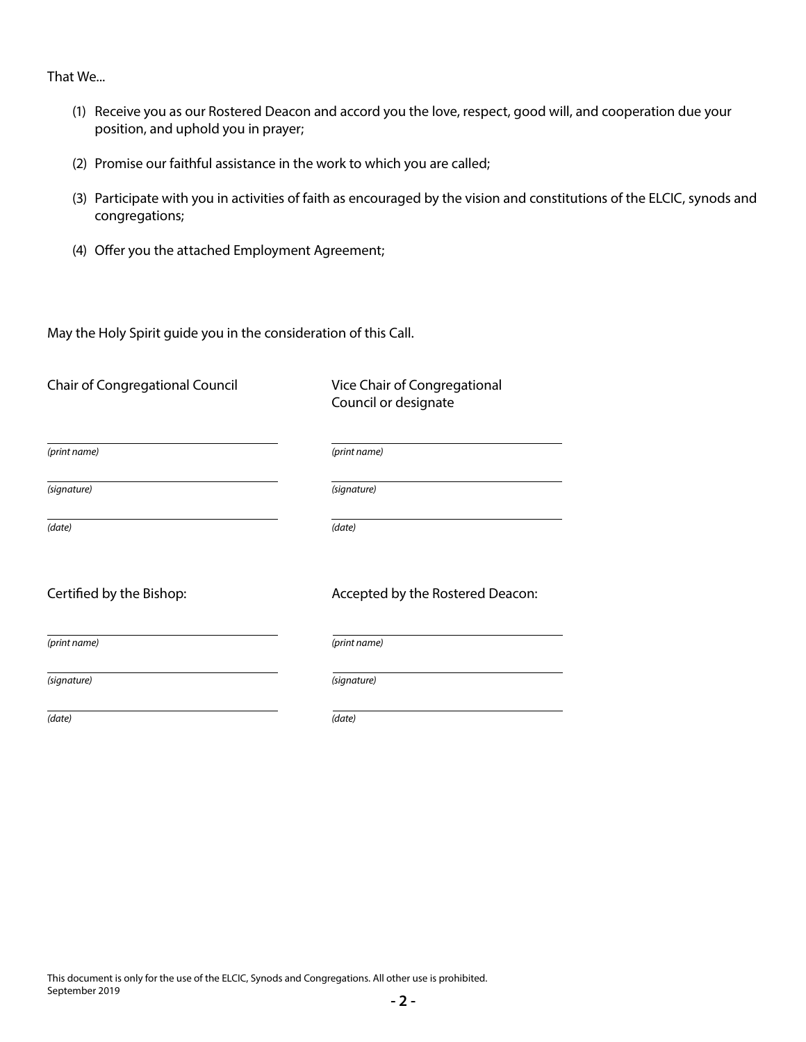That We...

(1) Receive you as our Rostered Deacon and accord you the love, respect, good will, and cooperation due your position, and uphold you in prayer;

(2) Promise our faithful assistance in the work to which you are called;

(3) Participate with you in activities of faith as encouraged by the vision and constitutions of the ELCIC, synods and congregations;

(4) Offer you the attached Employment Agreement;

May the Holy Spirit guide you in the consideration of this Call.

| Chair of Congregational Council | Vice Chair of Congregational Council or designate |
|---|---|
| _______________________ *(print name)* | _______________________ *(print name)* |
| _______________________ *(signature)* | _______________________ *(signature)* |
| _______________________ *(date)* | _______________________ *(date)* |

| Certified by the Bishop: | Accepted by the Rostered Deacon: |
|---|---|
| _______________________ *(print name)* | _______________________ *(print name)* |
| _______________________ *(signature)* | _______________________ *(signature)* |
| _______________________ *(date)* | _______________________ *(date)* |

This document is only for the use of the ELCIC, Synods and Congregations. All other use is prohibited.
September 2019